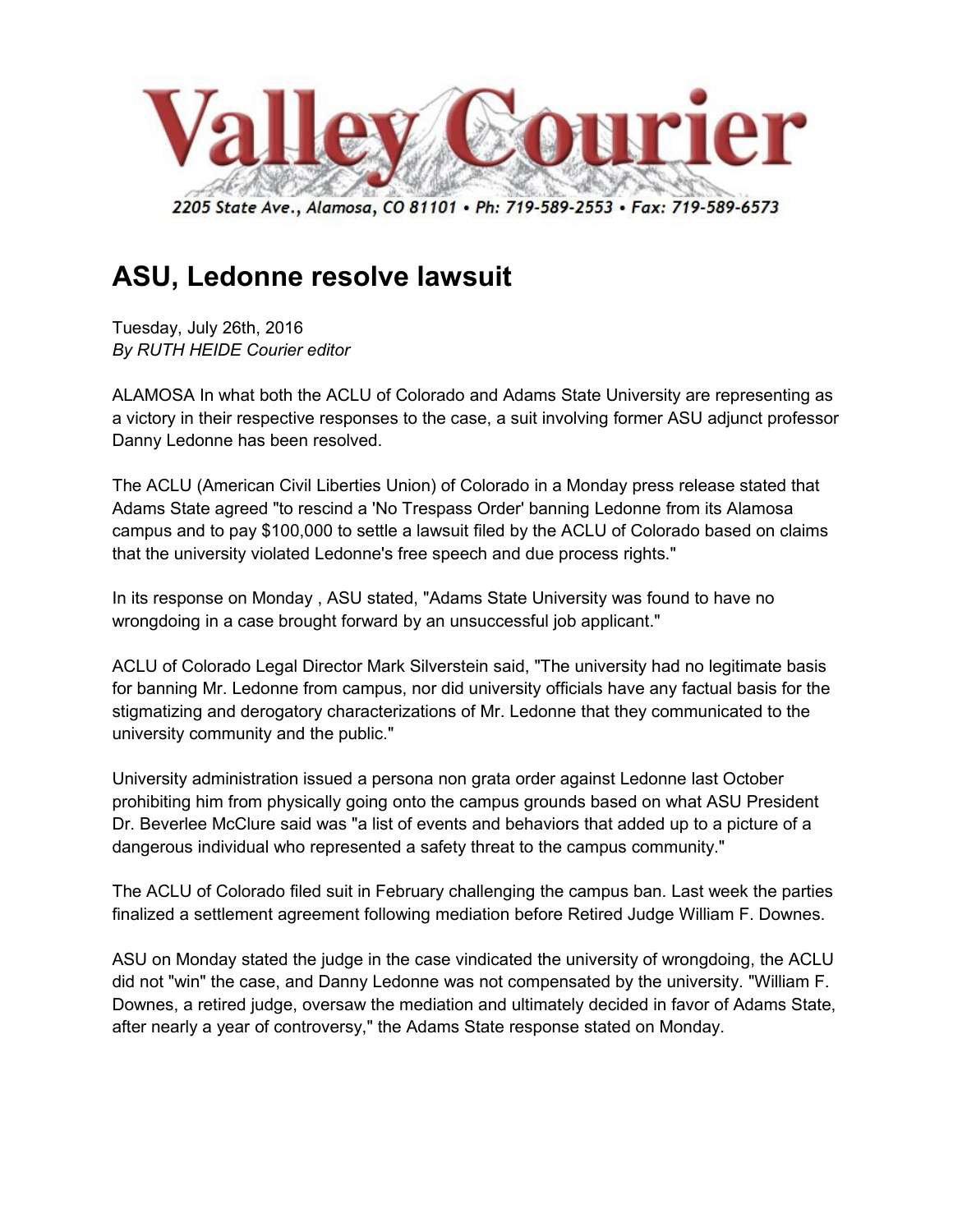# Valley Courier

2205 State Ave., Alamosa, CO 81101 • Ph: 719-589-2553 • Fax: 719-589-6573

## ASU, Ledonne resolve lawsuit

Tuesday, July 26th, 2016
*By RUTH HEIDE Courier editor*

ALAMOSA In what both the ACLU of Colorado and Adams State University are representing as a victory in their respective responses to the case, a suit involving former ASU adjunct professor Danny Ledonne has been resolved.

The ACLU (American Civil Liberties Union) of Colorado in a Monday press release stated that Adams State agreed "to rescind a 'No Trespass Order' banning Ledonne from its Alamosa campus and to pay $100,000 to settle a lawsuit filed by the ACLU of Colorado based on claims that the university violated Ledonne's free speech and due process rights."

In its response on Monday , ASU stated, "Adams State University was found to have no wrongdoing in a case brought forward by an unsuccessful job applicant."

ACLU of Colorado Legal Director Mark Silverstein said, "The university had no legitimate basis for banning Mr. Ledonne from campus, nor did university officials have any factual basis for the stigmatizing and derogatory characterizations of Mr. Ledonne that they communicated to the university community and the public."

University administration issued a persona non grata order against Ledonne last October prohibiting him from physically going onto the campus grounds based on what ASU President Dr. Beverlee McClure said was "a list of events and behaviors that added up to a picture of a dangerous individual who represented a safety threat to the campus community."

The ACLU of Colorado filed suit in February challenging the campus ban. Last week the parties finalized a settlement agreement following mediation before Retired Judge William F. Downes.

ASU on Monday stated the judge in the case vindicated the university of wrongdoing, the ACLU did not "win" the case, and Danny Ledonne was not compensated by the university. "William F. Downes, a retired judge, oversaw the mediation and ultimately decided in favor of Adams State, after nearly a year of controversy," the Adams State response stated on Monday.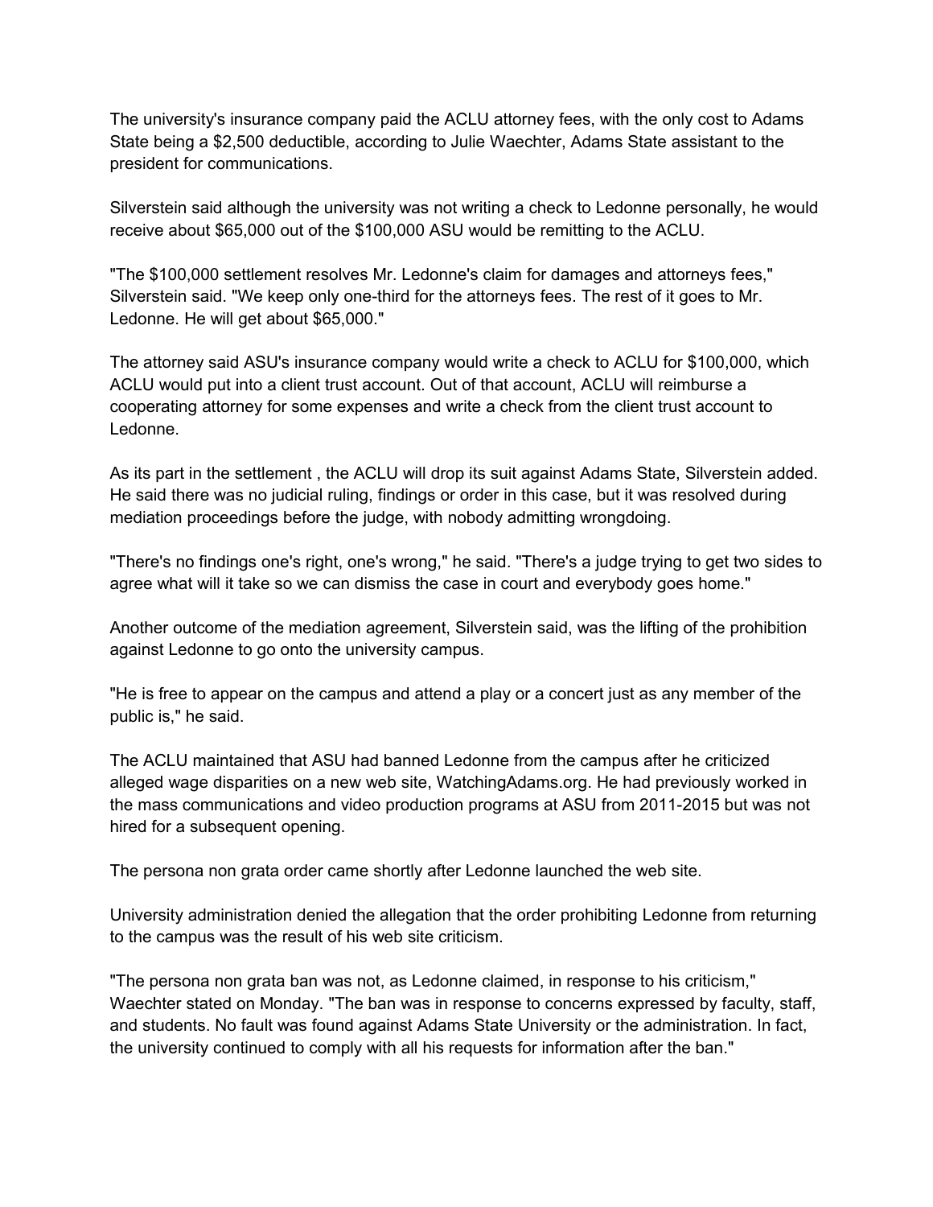The university's insurance company paid the ACLU attorney fees, with the only cost to Adams State being a $2,500 deductible, according to Julie Waechter, Adams State assistant to the president for communications.

Silverstein said although the university was not writing a check to Ledonne personally, he would receive about $65,000 out of the $100,000 ASU would be remitting to the ACLU.

"The $100,000 settlement resolves Mr. Ledonne's claim for damages and attorneys fees," Silverstein said. "We keep only one-third for the attorneys fees. The rest of it goes to Mr. Ledonne. He will get about $65,000."

The attorney said ASU's insurance company would write a check to ACLU for $100,000, which ACLU would put into a client trust account. Out of that account, ACLU will reimburse a cooperating attorney for some expenses and write a check from the client trust account to Ledonne.

As its part in the settlement , the ACLU will drop its suit against Adams State, Silverstein added. He said there was no judicial ruling, findings or order in this case, but it was resolved during mediation proceedings before the judge, with nobody admitting wrongdoing.

"There's no findings one's right, one's wrong," he said. "There's a judge trying to get two sides to agree what will it take so we can dismiss the case in court and everybody goes home."

Another outcome of the mediation agreement, Silverstein said, was the lifting of the prohibition against Ledonne to go onto the university campus.

"He is free to appear on the campus and attend a play or a concert just as any member of the public is," he said.

The ACLU maintained that ASU had banned Ledonne from the campus after he criticized alleged wage disparities on a new web site, WatchingAdams.org. He had previously worked in the mass communications and video production programs at ASU from 2011-2015 but was not hired for a subsequent opening.

The persona non grata order came shortly after Ledonne launched the web site.

University administration denied the allegation that the order prohibiting Ledonne from returning to the campus was the result of his web site criticism.

"The persona non grata ban was not, as Ledonne claimed, in response to his criticism," Waechter stated on Monday. "The ban was in response to concerns expressed by faculty, staff, and students. No fault was found against Adams State University or the administration. In fact, the university continued to comply with all his requests for information after the ban."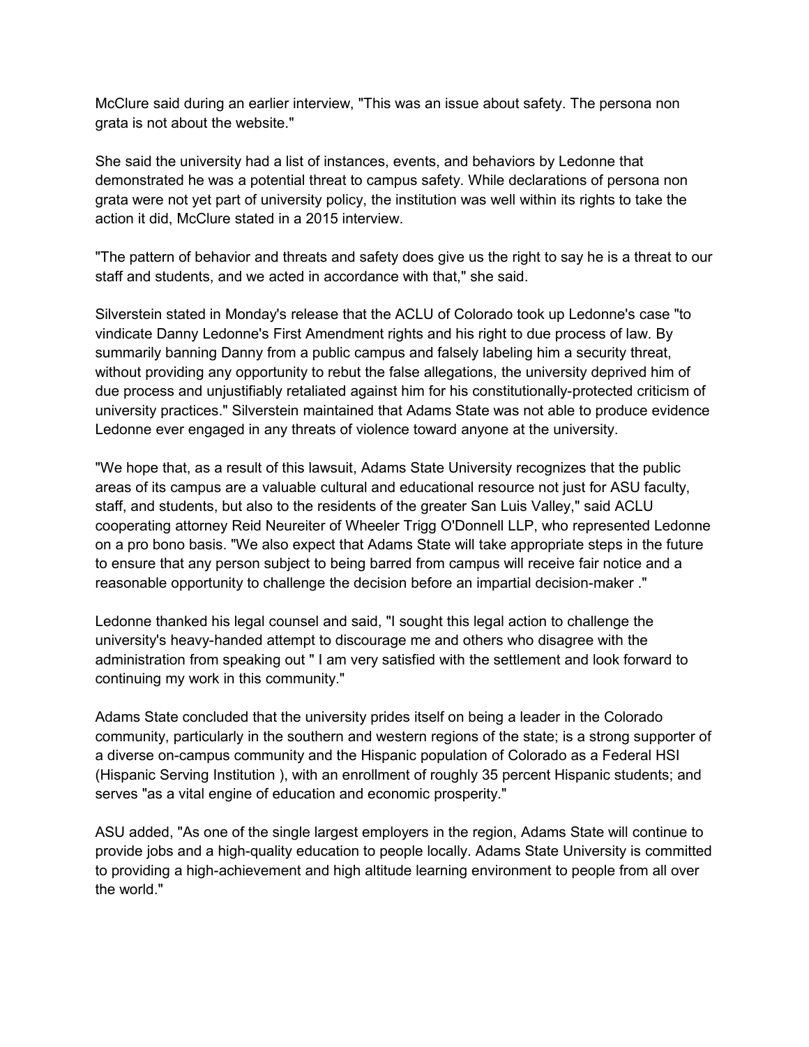McClure said during an earlier interview, "This was an issue about safety. The persona non grata is not about the website."

She said the university had a list of instances, events, and behaviors by Ledonne that demonstrated he was a potential threat to campus safety. While declarations of persona non grata were not yet part of university policy, the institution was well within its rights to take the action it did, McClure stated in a 2015 interview.

"The pattern of behavior and threats and safety does give us the right to say he is a threat to our staff and students, and we acted in accordance with that," she said.

Silverstein stated in Monday's release that the ACLU of Colorado took up Ledonne's case "to vindicate Danny Ledonne's First Amendment rights and his right to due process of law. By summarily banning Danny from a public campus and falsely labeling him a security threat, without providing any opportunity to rebut the false allegations, the university deprived him of due process and unjustifiably retaliated against him for his constitutionally-protected criticism of university practices." Silverstein maintained that Adams State was not able to produce evidence Ledonne ever engaged in any threats of violence toward anyone at the university.

"We hope that, as a result of this lawsuit, Adams State University recognizes that the public areas of its campus are a valuable cultural and educational resource not just for ASU faculty, staff, and students, but also to the residents of the greater San Luis Valley," said ACLU cooperating attorney Reid Neureiter of Wheeler Trigg O'Donnell LLP, who represented Ledonne on a pro bono basis. "We also expect that Adams State will take appropriate steps in the future to ensure that any person subject to being barred from campus will receive fair notice and a reasonable opportunity to challenge the decision before an impartial decision-maker ."

Ledonne thanked his legal counsel and said, "I sought this legal action to challenge the university's heavy-handed attempt to discourage me and others who disagree with the administration from speaking out " I am very satisfied with the settlement and look forward to continuing my work in this community."

Adams State concluded that the university prides itself on being a leader in the Colorado community, particularly in the southern and western regions of the state; is a strong supporter of a diverse on-campus community and the Hispanic population of Colorado as a Federal HSI (Hispanic Serving Institution ), with an enrollment of roughly 35 percent Hispanic students; and serves "as a vital engine of education and economic prosperity."

ASU added, "As one of the single largest employers in the region, Adams State will continue to provide jobs and a high-quality education to people locally. Adams State University is committed to providing a high-achievement and high altitude learning environment to people from all over the world."